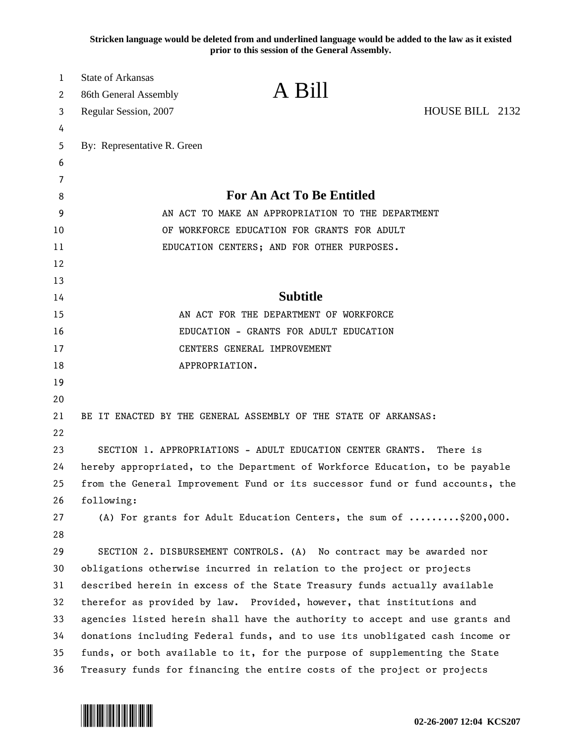**Stricken language would be deleted from and underlined language would be added to the law as it existed prior to this session of the General Assembly.**

State of Arkansas
86th General Assembly
Regular Session, 2007

# A Bill

HOUSE BILL 2132

By: Representative R. Green

## For An Act To Be Entitled

AN ACT TO MAKE AN APPROPRIATION TO THE DEPARTMENT OF WORKFORCE EDUCATION FOR GRANTS FOR ADULT EDUCATION CENTERS; AND FOR OTHER PURPOSES.

## Subtitle

AN ACT FOR THE DEPARTMENT OF WORKFORCE EDUCATION - GRANTS FOR ADULT EDUCATION CENTERS GENERAL IMPROVEMENT APPROPRIATION.

BE IT ENACTED BY THE GENERAL ASSEMBLY OF THE STATE OF ARKANSAS:

SECTION 1. APPROPRIATIONS - ADULT EDUCATION CENTER GRANTS. There is hereby appropriated, to the Department of Workforce Education, to be payable from the General Improvement Fund or its successor fund or fund accounts, the following:

(A) For grants for Adult Education Centers, the sum of .........$200,000.

SECTION 2. DISBURSEMENT CONTROLS. (A) No contract may be awarded nor obligations otherwise incurred in relation to the project or projects described herein in excess of the State Treasury funds actually available therefor as provided by law. Provided, however, that institutions and agencies listed herein shall have the authority to accept and use grants and donations including Federal funds, and to use its unobligated cash income or funds, or both available to it, for the purpose of supplementing the State Treasury funds for financing the entire costs of the project or projects

02-26-2007 12:04 KCS207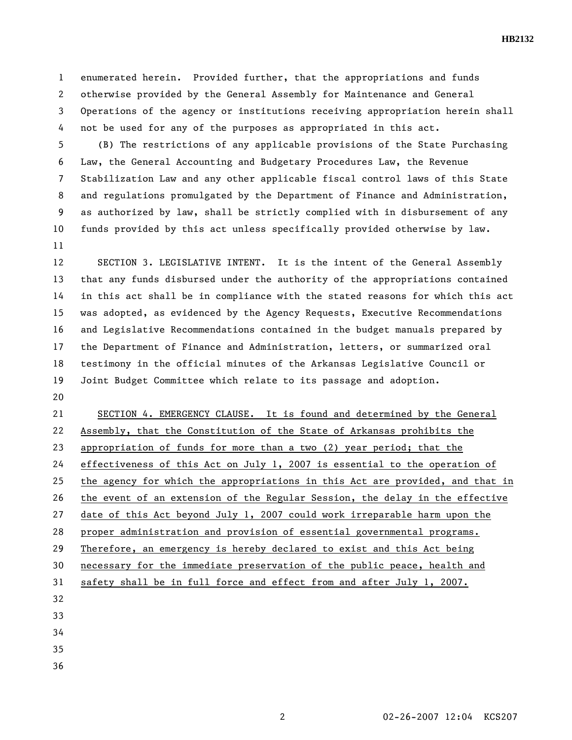enumerated herein. Provided further, that the appropriations and funds otherwise provided by the General Assembly for Maintenance and General Operations of the agency or institutions receiving appropriation herein shall not be used for any of the purposes as appropriated in this act.

(B) The restrictions of any applicable provisions of the State Purchasing Law, the General Accounting and Budgetary Procedures Law, the Revenue Stabilization Law and any other applicable fiscal control laws of this State and regulations promulgated by the Department of Finance and Administration, as authorized by law, shall be strictly complied with in disbursement of any funds provided by this act unless specifically provided otherwise by law.

SECTION 3. LEGISLATIVE INTENT. It is the intent of the General Assembly that any funds disbursed under the authority of the appropriations contained in this act shall be in compliance with the stated reasons for which this act was adopted, as evidenced by the Agency Requests, Executive Recommendations and Legislative Recommendations contained in the budget manuals prepared by the Department of Finance and Administration, letters, or summarized oral testimony in the official minutes of the Arkansas Legislative Council or Joint Budget Committee which relate to its passage and adoption.

SECTION 4. EMERGENCY CLAUSE. It is found and determined by the General Assembly, that the Constitution of the State of Arkansas prohibits the appropriation of funds for more than a two (2) year period; that the effectiveness of this Act on July 1, 2007 is essential to the operation of the agency for which the appropriations in this Act are provided, and that in the event of an extension of the Regular Session, the delay in the effective date of this Act beyond July 1, 2007 could work irreparable harm upon the proper administration and provision of essential governmental programs. Therefore, an emergency is hereby declared to exist and this Act being necessary for the immediate preservation of the public peace, health and safety shall be in full force and effect from and after July 1, 2007.

02-26-2007 12:04 KCS207